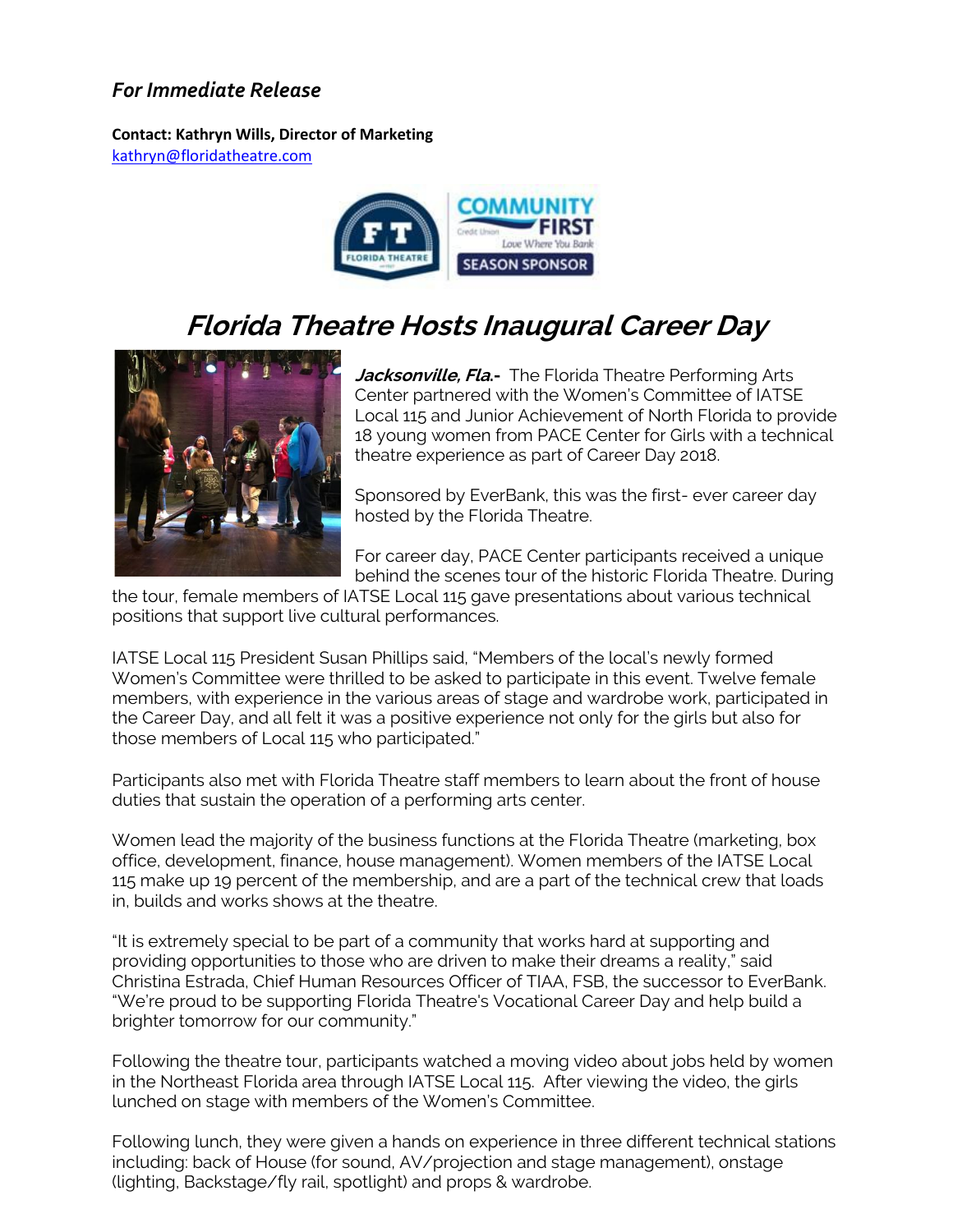***For Immediate Release***

**Contact: Kathryn Wills, Director of Marketing**
kathryn@floridatheatre.com

# *Florida Theatre Hosts Inaugural Career Day*

***Jacksonville, Fla.-*** The Florida Theatre Performing Arts Center partnered with the Women's Committee of IATSE Local 115 and Junior Achievement of North Florida to provide 18 young women from PACE Center for Girls with a technical theatre experience as part of Career Day 2018.

Sponsored by EverBank, this was the first- ever career day hosted by the Florida Theatre.

For career day, PACE Center participants received a unique behind the scenes tour of the historic Florida Theatre. During the tour, female members of IATSE Local 115 gave presentations about various technical positions that support live cultural performances.

IATSE Local 115 President Susan Phillips said, "Members of the local's newly formed Women's Committee were thrilled to be asked to participate in this event. Twelve female members, with experience in the various areas of stage and wardrobe work, participated in the Career Day, and all felt it was a positive experience not only for the girls but also for those members of Local 115 who participated."

Participants also met with Florida Theatre staff members to learn about the front of house duties that sustain the operation of a performing arts center.

Women lead the majority of the business functions at the Florida Theatre (marketing, box office, development, finance, house management). Women members of the IATSE Local 115 make up 19 percent of the membership, and are a part of the technical crew that loads in, builds and works shows at the theatre.

"It is extremely special to be part of a community that works hard at supporting and providing opportunities to those who are driven to make their dreams a reality," said Christina Estrada, Chief Human Resources Officer of TIAA, FSB, the successor to EverBank. "We're proud to be supporting Florida Theatre's Vocational Career Day and help build a brighter tomorrow for our community."

Following the theatre tour, participants watched a moving video about jobs held by women in the Northeast Florida area through IATSE Local 115. After viewing the video, the girls lunched on stage with members of the Women's Committee.

Following lunch, they were given a hands on experience in three different technical stations including: back of House (for sound, AV/projection and stage management), onstage (lighting, Backstage/fly rail, spotlight) and props & wardrobe.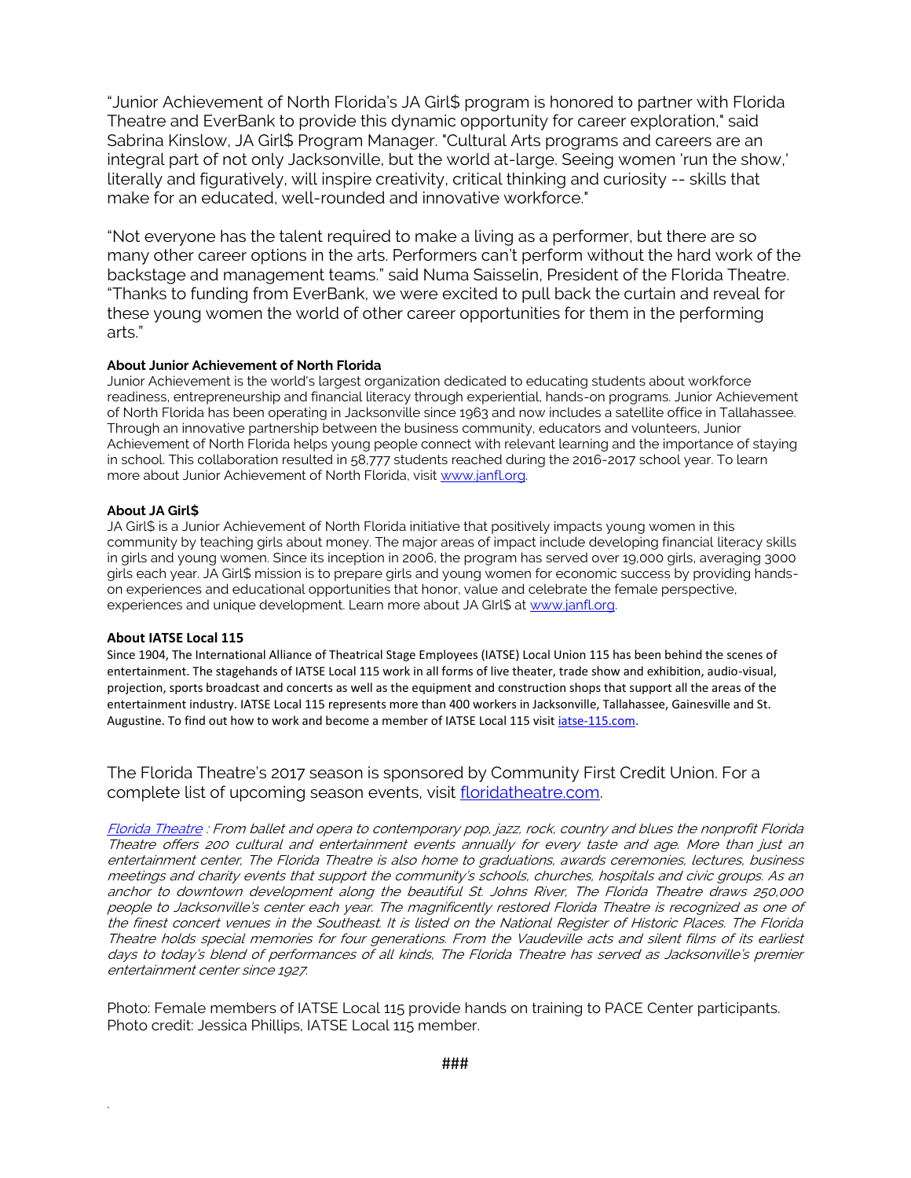"Junior Achievement of North Florida's JA Girl$ program is honored to partner with Florida Theatre and EverBank to provide this dynamic opportunity for career exploration," said Sabrina Kinslow, JA Girl$ Program Manager. "Cultural Arts programs and careers are an integral part of not only Jacksonville, but the world at-large. Seeing women 'run the show,' literally and figuratively, will inspire creativity, critical thinking and curiosity -- skills that make for an educated, well-rounded and innovative workforce."

"Not everyone has the talent required to make a living as a performer, but there are so many other career options in the arts. Performers can't perform without the hard work of the backstage and management teams." said Numa Saisselin, President of the Florida Theatre. "Thanks to funding from EverBank, we were excited to pull back the curtain and reveal for these young women the world of other career opportunities for them in the performing arts."

**About Junior Achievement of North Florida**

Junior Achievement is the world's largest organization dedicated to educating students about workforce readiness, entrepreneurship and financial literacy through experiential, hands-on programs. Junior Achievement of North Florida has been operating in Jacksonville since 1963 and now includes a satellite office in Tallahassee. Through an innovative partnership between the business community, educators and volunteers, Junior Achievement of North Florida helps young people connect with relevant learning and the importance of staying in school. This collaboration resulted in 58,777 students reached during the 2016-2017 school year. To learn more about Junior Achievement of North Florida, visit www.janfl.org.

**About JA Girl$**

JA Girl$ is a Junior Achievement of North Florida initiative that positively impacts young women in this community by teaching girls about money. The major areas of impact include developing financial literacy skills in girls and young women. Since its inception in 2006, the program has served over 19,000 girls, averaging 3000 girls each year. JA Girl$ mission is to prepare girls and young women for economic success by providing hands-on experiences and educational opportunities that honor, value and celebrate the female perspective, experiences and unique development. Learn more about JA GIrl$ at www.janfl.org.

**About IATSE Local 115**

Since 1904, The International Alliance of Theatrical Stage Employees (IATSE) Local Union 115 has been behind the scenes of entertainment. The stagehands of IATSE Local 115 work in all forms of live theater, trade show and exhibition, audio-visual, projection, sports broadcast and concerts as well as the equipment and construction shops that support all the areas of the entertainment industry. IATSE Local 115 represents more than 400 workers in Jacksonville, Tallahassee, Gainesville and St. Augustine. To find out how to work and become a member of IATSE Local 115 visit iatse-115.com.

The Florida Theatre's 2017 season is sponsored by Community First Credit Union. For a complete list of upcoming season events, visit floridatheatre.com.

*Florida Theatre : From ballet and opera to contemporary pop, jazz, rock, country and blues the nonprofit Florida Theatre offers 200 cultural and entertainment events annually for every taste and age. More than just an entertainment center, The Florida Theatre is also home to graduations, awards ceremonies, lectures, business meetings and charity events that support the community's schools, churches, hospitals and civic groups. As an anchor to downtown development along the beautiful St. Johns River, The Florida Theatre draws 250,000 people to Jacksonville's center each year. The magnificently restored Florida Theatre is recognized as one of the finest concert venues in the Southeast. It is listed on the National Register of Historic Places. The Florida Theatre holds special memories for four generations. From the Vaudeville acts and silent films of its earliest days to today's blend of performances of all kinds, The Florida Theatre has served as Jacksonville's premier entertainment center since 1927.*

Photo: Female members of IATSE Local 115 provide hands on training to PACE Center participants. Photo credit: Jessica Phillips, IATSE Local 115 member.

###